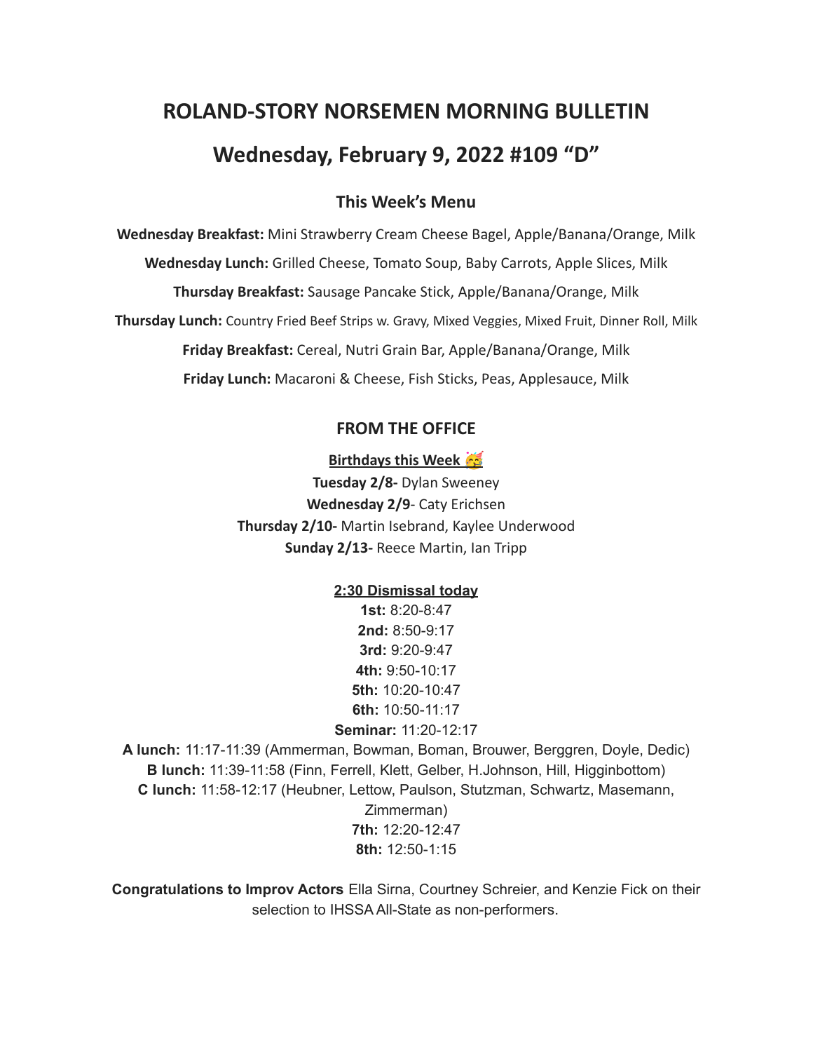# ROLAND-STORY NORSEMEN MORNING BULLETIN

# Wednesday, February 9, 2022 #109 "D"

### This Week's Menu

**Wednesday Breakfast:** Mini Strawberry Cream Cheese Bagel, Apple/Banana/Orange, Milk

**Wednesday Lunch:** Grilled Cheese, Tomato Soup, Baby Carrots, Apple Slices, Milk

**Thursday Breakfast:** Sausage Pancake Stick, Apple/Banana/Orange, Milk

**Thursday Lunch:** Country Fried Beef Strips w. Gravy, Mixed Veggies, Mixed Fruit, Dinner Roll, Milk

**Friday Breakfast:** Cereal, Nutri Grain Bar, Apple/Banana/Orange, Milk

**Friday Lunch:** Macaroni & Cheese, Fish Sticks, Peas, Applesauce, Milk

### FROM THE OFFICE

**Birthdays this Week 🥳**

**Tuesday 2/8-** Dylan Sweeney
**Wednesday 2/9**- Caty Erichsen
**Thursday 2/10-** Martin Isebrand, Kaylee Underwood
**Sunday 2/13-** Reece Martin, Ian Tripp

**2:30 Dismissal today**

**1st:** 8:20-8:47
**2nd:** 8:50-9:17
**3rd:** 9:20-9:47
**4th:** 9:50-10:17
**5th:** 10:20-10:47
**6th:** 10:50-11:17
**Seminar:** 11:20-12:17
**A lunch:** 11:17-11:39 (Ammerman, Bowman, Boman, Brouwer, Berggren, Doyle, Dedic)
**B lunch:** 11:39-11:58 (Finn, Ferrell, Klett, Gelber, H.Johnson, Hill, Higginbottom)
**C lunch:** 11:58-12:17 (Heubner, Lettow, Paulson, Stutzman, Schwartz, Masemann, Zimmerman)
**7th:** 12:20-12:47
**8th:** 12:50-1:15

**Congratulations to Improv Actors** Ella Sirna, Courtney Schreier, and Kenzie Fick on their selection to IHSSA All-State as non-performers.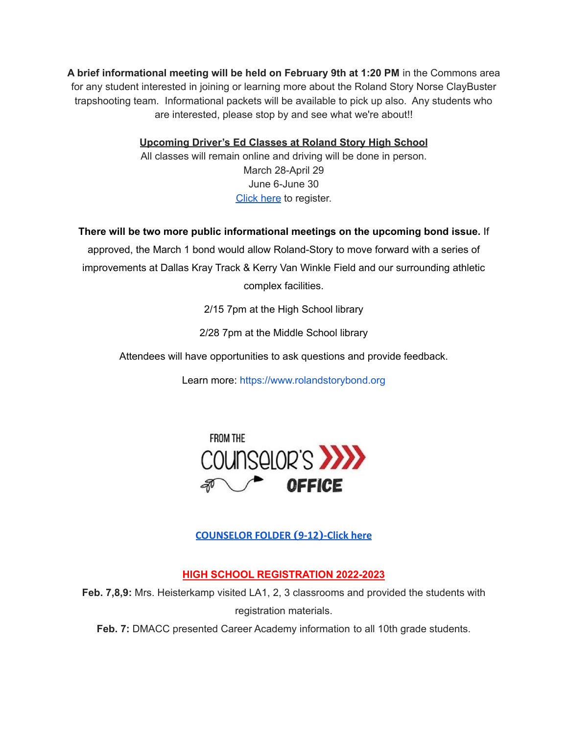**A brief informational meeting will be held on February 9th at 1:20 PM** in the Commons area for any student interested in joining or learning more about the Roland Story Norse ClayBuster trapshooting team. Informational packets will be available to pick up also. Any students who are interested, please stop by and see what we're about!!

**Upcoming Driver's Ed Classes at Roland Story High School**

All classes will remain online and driving will be done in person.

March 28-April 29

June 6-June 30

Click here to register.

**There will be two more public informational meetings on the upcoming bond issue.** If approved, the March 1 bond would allow Roland-Story to move forward with a series of improvements at Dallas Kray Track & Kerry Van Winkle Field and our surrounding athletic complex facilities.

2/15 7pm at the High School library

2/28 7pm at the Middle School library

Attendees will have opportunities to ask questions and provide feedback.

Learn more: https://www.rolandstorybond.org

FROM THE COUNSELOR'S OFFICE

**COUNSELOR FOLDER (9-12)-Click here**

**HIGH SCHOOL REGISTRATION 2022-2023**

**Feb. 7,8,9:** Mrs. Heisterkamp visited LA1, 2, 3 classrooms and provided the students with registration materials.

**Feb. 7:** DMACC presented Career Academy information to all 10th grade students.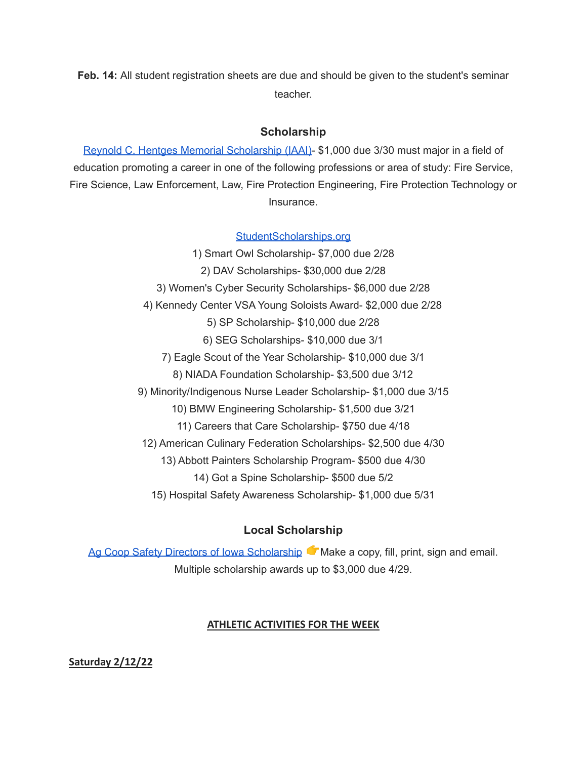**Feb. 14:** All student registration sheets are due and should be given to the student's seminar teacher.

## Scholarship

[Reynold C. Hentges Memorial Scholarship (IAAI)](#)- $1,000 due 3/30 must major in a field of education promoting a career in one of the following professions or area of study: Fire Service, Fire Science, Law Enforcement, Law, Fire Protection Engineering, Fire Protection Technology or Insurance.

[StudentScholarships.org](#)

1) Smart Owl Scholarship- $7,000 due 2/28
2) DAV Scholarships- $30,000 due 2/28
3) Women's Cyber Security Scholarships- $6,000 due 2/28
4) Kennedy Center VSA Young Soloists Award- $2,000 due 2/28
5) SP Scholarship- $10,000 due 2/28
6) SEG Scholarships- $10,000 due 3/1
7) Eagle Scout of the Year Scholarship- $10,000 due 3/1
8) NIADA Foundation Scholarship- $3,500 due 3/12
9) Minority/Indigenous Nurse Leader Scholarship- $1,000 due 3/15
10) BMW Engineering Scholarship- $1,500 due 3/21
11) Careers that Care Scholarship- $750 due 4/18
12) American Culinary Federation Scholarships- $2,500 due 4/30
13) Abbott Painters Scholarship Program- $500 due 4/30
14) Got a Spine Scholarship- $500 due 5/2
15) Hospital Safety Awareness Scholarship- $1,000 due 5/31

## Local Scholarship

[Ag Coop Safety Directors of Iowa Scholarship](#) 👉Make a copy, fill, print, sign and email. Multiple scholarship awards up to $3,000 due 4/29.

## ATHLETIC ACTIVITIES FOR THE WEEK

**Saturday 2/12/22**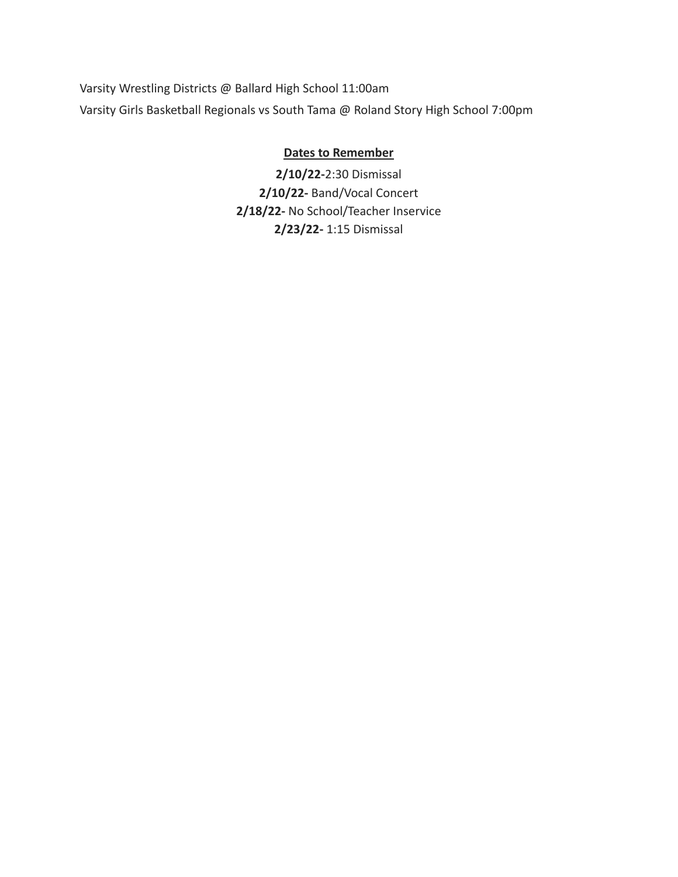Varsity Wrestling Districts @ Ballard High School 11:00am

Varsity Girls Basketball Regionals vs South Tama @ Roland Story High School 7:00pm

## Dates to Remember

**2/10/22-**2:30 Dismissal

**2/10/22-** Band/Vocal Concert

**2/18/22-** No School/Teacher Inservice

**2/23/22-** 1:15 Dismissal